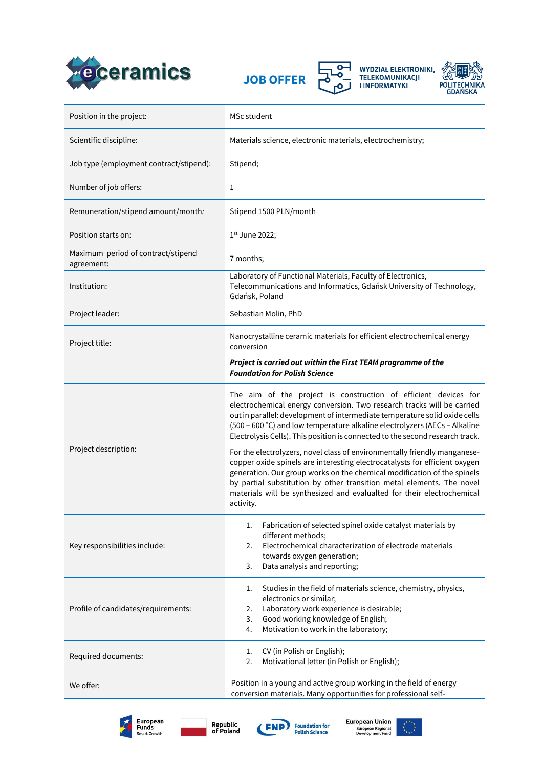# JOB OFFER

eceramics

WYDZIAŁ ELEKTRONIKI, TELEKOMUNIKACJI I INFORMATYKI

POLITECHNIKA GDAŃSKA

| | |
|---|---|
| Position in the project: | MSc student |
| Scientific discipline: | Materials science, electronic materials, electrochemistry; |
| Job type (employment contract/stipend): | Stipend; |
| Number of job offers: | 1 |
| Remuneration/stipend amount/month: | Stipend 1500 PLN/month |
| Position starts on: | 1st June 2022; |
| Maximum period of contract/stipend agreement: | 7 months; |
| Institution: | Laboratory of Functional Materials, Faculty of Electronics, Telecommunications and Informatics, Gdańsk University of Technology, Gdańsk, Poland |
| Project leader: | Sebastian Molin, PhD |
| Project title: | Nanocrystalline ceramic materials for efficient electrochemical energy conversion<br><br>***Project is carried out within the First TEAM programme of the Foundation for Polish Science*** |
| Project description: | The aim of the project is construction of efficient devices for electrochemical energy conversion. Two research tracks will be carried out in parallel: development of intermediate temperature solid oxide cells (500 – 600 °C) and low temperature alkaline electrolyzers (AECs – Alkaline Electrolysis Cells). This position is connected to the second research track.<br><br>For the electrolyzers, novel class of environmentally friendly manganese-copper oxide spinels are interesting electrocatalysts for efficient oxygen generation. Our group works on the chemical modification of the spinels by partial substitution by other transition metal elements. The novel materials will be synthesized and evalualted for their electrochemical activity. |
| Key responsibilities include: | 1. Fabrication of selected spinel oxide catalyst materials by different methods;<br>2. Electrochemical characterization of electrode materials towards oxygen generation;<br>3. Data analysis and reporting; |
| Profile of candidates/requirements: | 1. Studies in the field of materials science, chemistry, physics, electronics or similar;<br>2. Laboratory work experience is desirable;<br>3. Good working knowledge of English;<br>4. Motivation to work in the laboratory; |
| Required documents: | 1. CV (in Polish or English);<br>2. Motivational letter (in Polish or English); |
| We offer: | Position in a young and active group working in the field of energy conversion materials. Many opportunities for professional self- |

European Funds Smart Growth | Republic of Poland | FNP Foundation for Polish Science | European Union European Regional Development Fund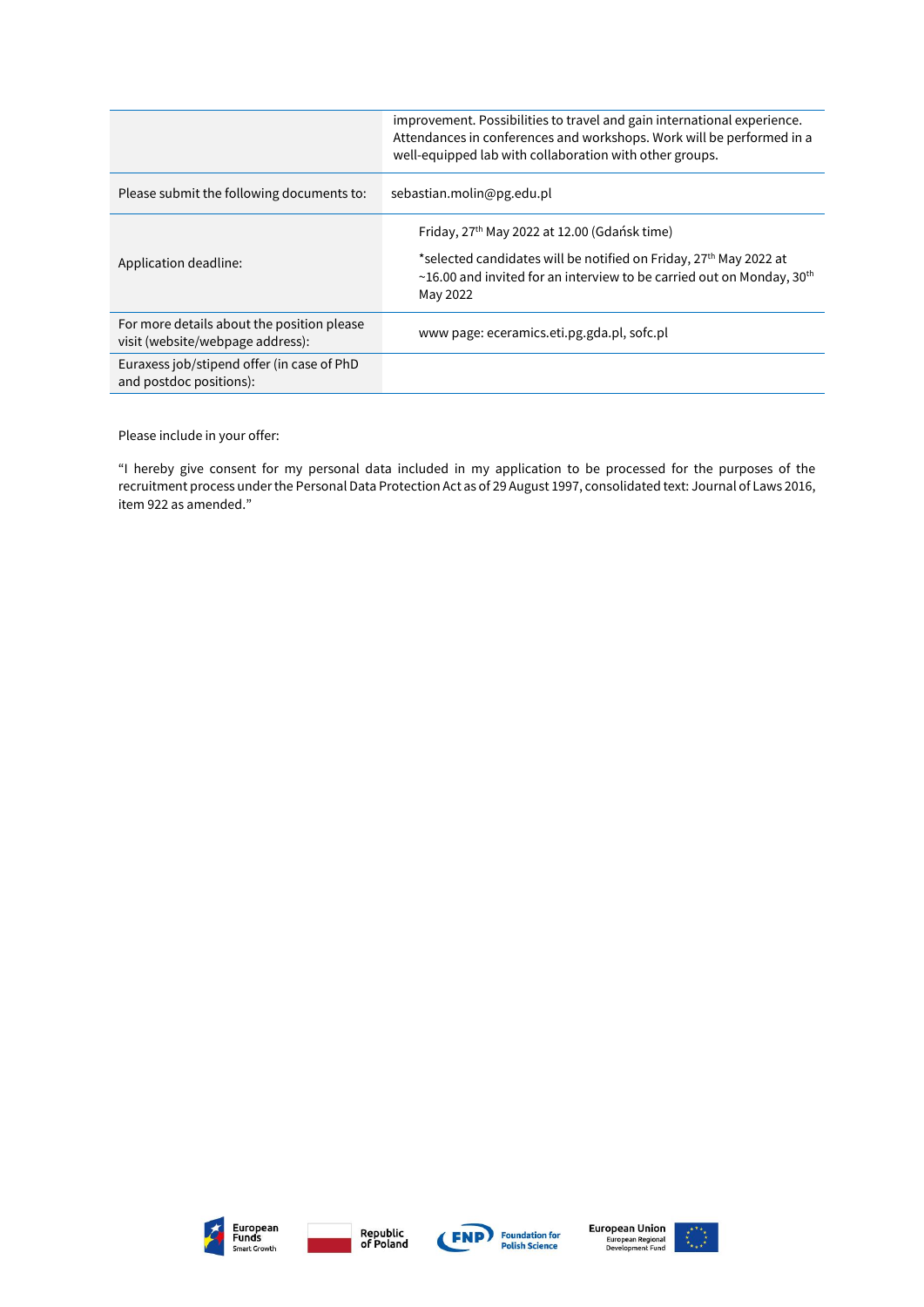| | |
|---|---|
| | improvement. Possibilities to travel and gain international experience. Attendances in conferences and workshops. Work will be performed in a well-equipped lab with collaboration with other groups. |
| Please submit the following documents to: | sebastian.molin@pg.edu.pl |
| Application deadline: | Friday, 27th May 2022 at 12.00 (Gdańsk time)<br><br>*selected candidates will be notified on Friday, 27th May 2022 at ~16.00 and invited for an interview to be carried out on Monday, 30th May 2022 |
| For more details about the position please visit (website/webpage address): | www page: eceramics.eti.pg.gda.pl, sofc.pl |
| Euraxess job/stipend offer (in case of PhD and postdoc positions): | |

Please include in your offer:

"I hereby give consent for my personal data included in my application to be processed for the purposes of the recruitment process under the Personal Data Protection Act as of 29 August 1997, consolidated text: Journal of Laws 2016, item 922 as amended."

European Funds Smart Growth | Republic of Poland | FNP Foundation for Polish Science | European Union European Regional Development Fund